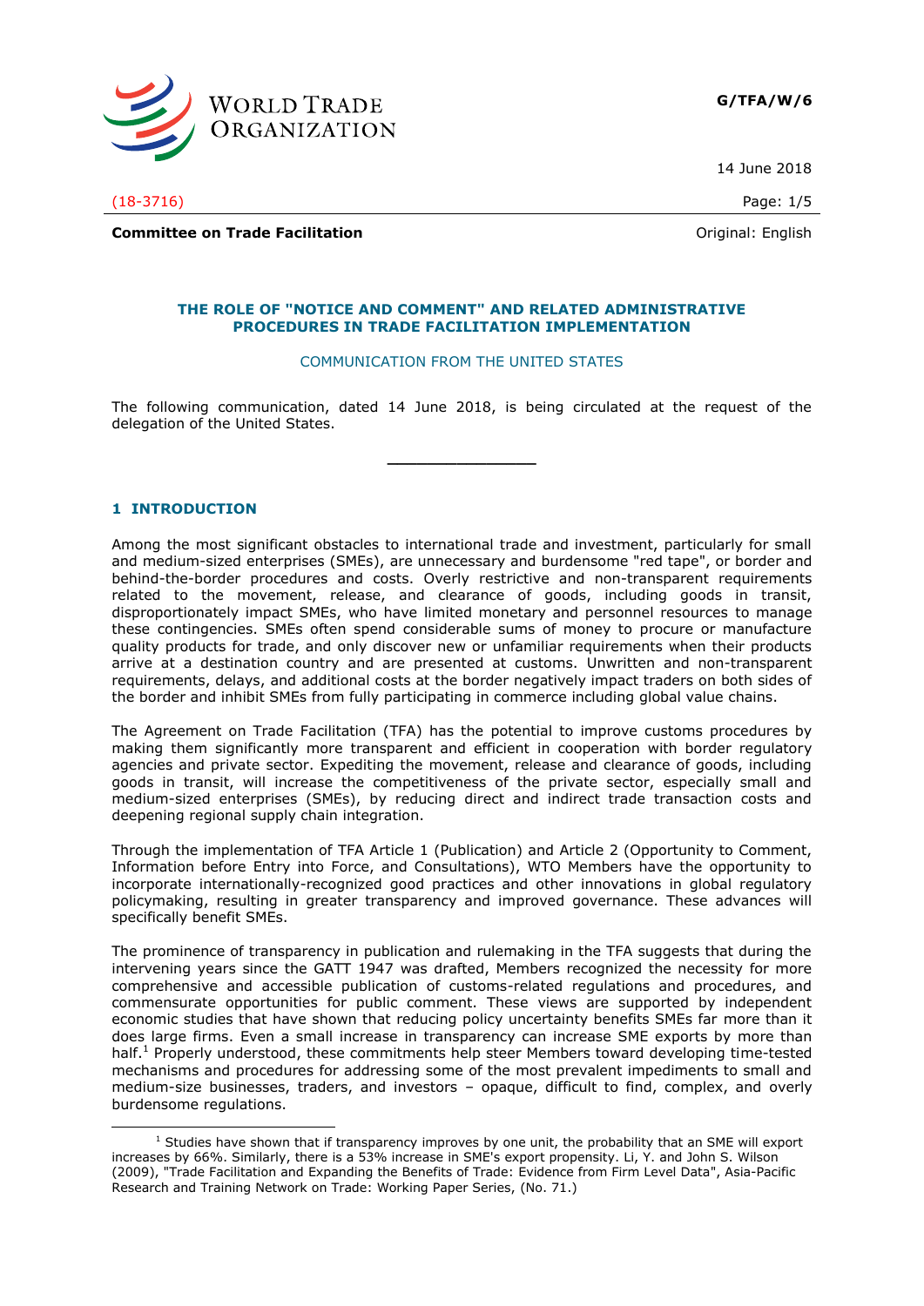G/TFA/W/6

14 June 2018

(18-3716)

**Committee on Trade Facilitation**

Original: English

## THE ROLE OF "NOTICE AND COMMENT" AND RELATED ADMINISTRATIVE PROCEDURES IN TRADE FACILITATION IMPLEMENTATION

COMMUNICATION FROM THE UNITED STATES

The following communication, dated 14 June 2018, is being circulated at the request of the delegation of the United States.

---

## 1 INTRODUCTION

Among the most significant obstacles to international trade and investment, particularly for small and medium-sized enterprises (SMEs), are unnecessary and burdensome "red tape", or border and behind-the-border procedures and costs. Overly restrictive and non-transparent requirements related to the movement, release, and clearance of goods, including goods in transit, disproportionately impact SMEs, who have limited monetary and personnel resources to manage these contingencies. SMEs often spend considerable sums of money to procure or manufacture quality products for trade, and only discover new or unfamiliar requirements when their products arrive at a destination country and are presented at customs. Unwritten and non-transparent requirements, delays, and additional costs at the border negatively impact traders on both sides of the border and inhibit SMEs from fully participating in commerce including global value chains.

The Agreement on Trade Facilitation (TFA) has the potential to improve customs procedures by making them significantly more transparent and efficient in cooperation with border regulatory agencies and private sector. Expediting the movement, release and clearance of goods, including goods in transit, will increase the competitiveness of the private sector, especially small and medium-sized enterprises (SMEs), by reducing direct and indirect trade transaction costs and deepening regional supply chain integration.

Through the implementation of TFA Article 1 (Publication) and Article 2 (Opportunity to Comment, Information before Entry into Force, and Consultations), WTO Members have the opportunity to incorporate internationally-recognized good practices and other innovations in global regulatory policymaking, resulting in greater transparency and improved governance. These advances will specifically benefit SMEs.

The prominence of transparency in publication and rulemaking in the TFA suggests that during the intervening years since the GATT 1947 was drafted, Members recognized the necessity for more comprehensive and accessible publication of customs-related regulations and procedures, and commensurate opportunities for public comment. These views are supported by independent economic studies that have shown that reducing policy uncertainty benefits SMEs far more than it does large firms. Even a small increase in transparency can increase SME exports by more than half.[1] Properly understood, these commitments help steer Members toward developing time-tested mechanisms and procedures for addressing some of the most prevalent impediments to small and medium-size businesses, traders, and investors – opaque, difficult to find, complex, and overly burdensome regulations.

---

[1] Studies have shown that if transparency improves by one unit, the probability that an SME will export increases by 66%. Similarly, there is a 53% increase in SME's export propensity. Li, Y. and John S. Wilson (2009), "Trade Facilitation and Expanding the Benefits of Trade: Evidence from Firm Level Data", Asia-Pacific Research and Training Network on Trade: Working Paper Series, (No. 71.)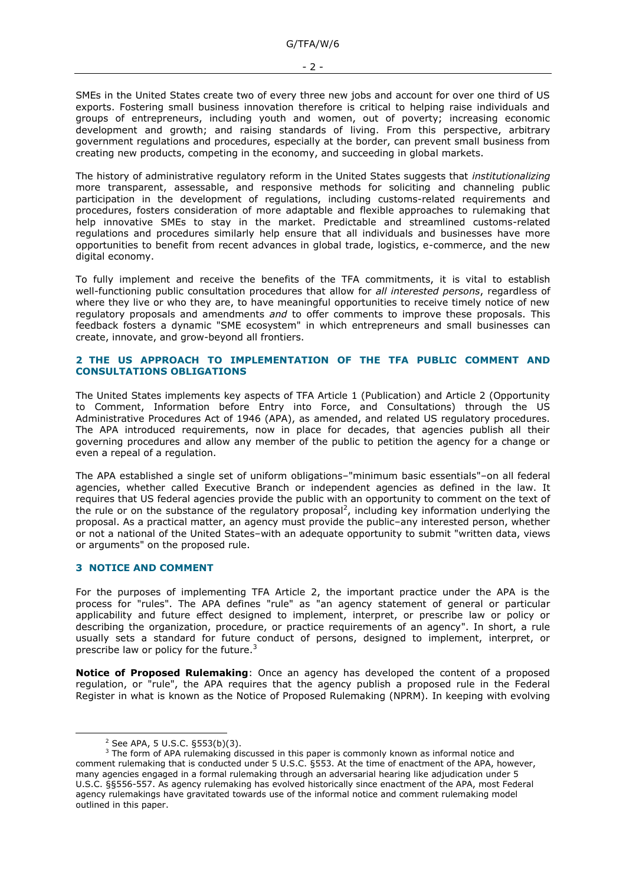SMEs in the United States create two of every three new jobs and account for over one third of US exports. Fostering small business innovation therefore is critical to helping raise individuals and groups of entrepreneurs, including youth and women, out of poverty; increasing economic development and growth; and raising standards of living. From this perspective, arbitrary government regulations and procedures, especially at the border, can prevent small business from creating new products, competing in the economy, and succeeding in global markets.

The history of administrative regulatory reform in the United States suggests that *institutionalizing* more transparent, assessable, and responsive methods for soliciting and channeling public participation in the development of regulations, including customs-related requirements and procedures, fosters consideration of more adaptable and flexible approaches to rulemaking that help innovative SMEs to stay in the market. Predictable and streamlined customs-related regulations and procedures similarly help ensure that all individuals and businesses have more opportunities to benefit from recent advances in global trade, logistics, e-commerce, and the new digital economy.

To fully implement and receive the benefits of the TFA commitments, it is vital to establish well-functioning public consultation procedures that allow for *all interested persons*, regardless of where they live or who they are, to have meaningful opportunities to receive timely notice of new regulatory proposals and amendments *and* to offer comments to improve these proposals. This feedback fosters a dynamic "SME ecosystem" in which entrepreneurs and small businesses can create, innovate, and grow-beyond all frontiers.

## 2 THE US APPROACH TO IMPLEMENTATION OF THE TFA PUBLIC COMMENT AND CONSULTATIONS OBLIGATIONS

The United States implements key aspects of TFA Article 1 (Publication) and Article 2 (Opportunity to Comment, Information before Entry into Force, and Consultations) through the US Administrative Procedures Act of 1946 (APA), as amended, and related US regulatory procedures. The APA introduced requirements, now in place for decades, that agencies publish all their governing procedures and allow any member of the public to petition the agency for a change or even a repeal of a regulation.

The APA established a single set of uniform obligations–"minimum basic essentials"–on all federal agencies, whether called Executive Branch or independent agencies as defined in the law. It requires that US federal agencies provide the public with an opportunity to comment on the text of the rule or on the substance of the regulatory proposal[2], including key information underlying the proposal. As a practical matter, an agency must provide the public–any interested person, whether or not a national of the United States–with an adequate opportunity to submit "written data, views or arguments" on the proposed rule.

## 3 NOTICE AND COMMENT

For the purposes of implementing TFA Article 2, the important practice under the APA is the process for "rules". The APA defines "rule" as "an agency statement of general or particular applicability and future effect designed to implement, interpret, or prescribe law or policy or describing the organization, procedure, or practice requirements of an agency". In short, a rule usually sets a standard for future conduct of persons, designed to implement, interpret, or prescribe law or policy for the future.[3]

**Notice of Proposed Rulemaking**: Once an agency has developed the content of a proposed regulation, or "rule", the APA requires that the agency publish a proposed rule in the Federal Register in what is known as the Notice of Proposed Rulemaking (NPRM). In keeping with evolving

---

[2] See APA, 5 U.S.C. §553(b)(3).

[3] The form of APA rulemaking discussed in this paper is commonly known as informal notice and comment rulemaking that is conducted under 5 U.S.C. §553. At the time of enactment of the APA, however, many agencies engaged in a formal rulemaking through an adversarial hearing like adjudication under 5 U.S.C. §§556-557. As agency rulemaking has evolved historically since enactment of the APA, most Federal agency rulemakings have gravitated towards use of the informal notice and comment rulemaking model outlined in this paper.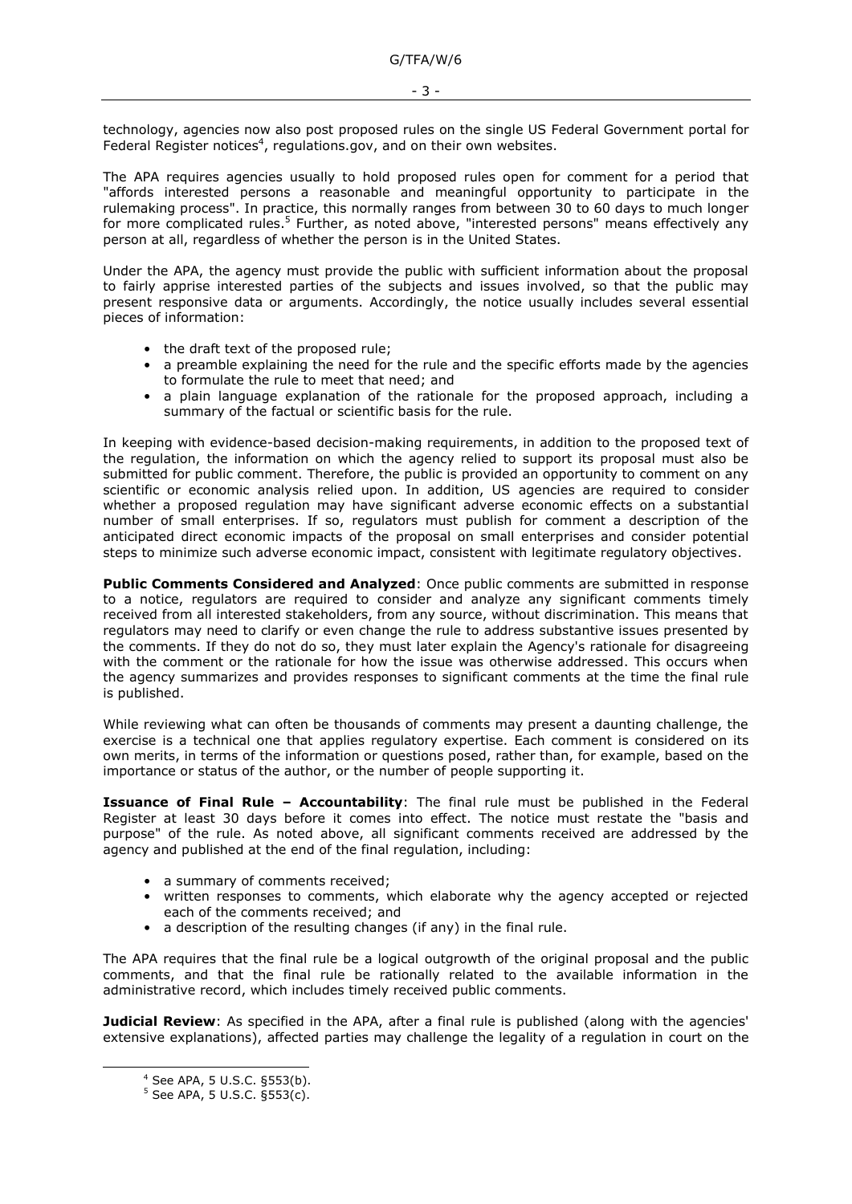technology, agencies now also post proposed rules on the single US Federal Government portal for Federal Register notices[4], regulations.gov, and on their own websites.

The APA requires agencies usually to hold proposed rules open for comment for a period that "affords interested persons a reasonable and meaningful opportunity to participate in the rulemaking process". In practice, this normally ranges from between 30 to 60 days to much longer for more complicated rules.[5] Further, as noted above, "interested persons" means effectively any person at all, regardless of whether the person is in the United States.

Under the APA, the agency must provide the public with sufficient information about the proposal to fairly apprise interested parties of the subjects and issues involved, so that the public may present responsive data or arguments. Accordingly, the notice usually includes several essential pieces of information:

- the draft text of the proposed rule;
- a preamble explaining the need for the rule and the specific efforts made by the agencies to formulate the rule to meet that need; and
- a plain language explanation of the rationale for the proposed approach, including a summary of the factual or scientific basis for the rule.

In keeping with evidence-based decision-making requirements, in addition to the proposed text of the regulation, the information on which the agency relied to support its proposal must also be submitted for public comment. Therefore, the public is provided an opportunity to comment on any scientific or economic analysis relied upon. In addition, US agencies are required to consider whether a proposed regulation may have significant adverse economic effects on a substantial number of small enterprises. If so, regulators must publish for comment a description of the anticipated direct economic impacts of the proposal on small enterprises and consider potential steps to minimize such adverse economic impact, consistent with legitimate regulatory objectives.

**Public Comments Considered and Analyzed**: Once public comments are submitted in response to a notice, regulators are required to consider and analyze any significant comments timely received from all interested stakeholders, from any source, without discrimination. This means that regulators may need to clarify or even change the rule to address substantive issues presented by the comments. If they do not do so, they must later explain the Agency's rationale for disagreeing with the comment or the rationale for how the issue was otherwise addressed. This occurs when the agency summarizes and provides responses to significant comments at the time the final rule is published.

While reviewing what can often be thousands of comments may present a daunting challenge, the exercise is a technical one that applies regulatory expertise. Each comment is considered on its own merits, in terms of the information or questions posed, rather than, for example, based on the importance or status of the author, or the number of people supporting it.

**Issuance of Final Rule – Accountability**: The final rule must be published in the Federal Register at least 30 days before it comes into effect. The notice must restate the "basis and purpose" of the rule. As noted above, all significant comments received are addressed by the agency and published at the end of the final regulation, including:

- a summary of comments received;
- written responses to comments, which elaborate why the agency accepted or rejected each of the comments received; and
- a description of the resulting changes (if any) in the final rule.

The APA requires that the final rule be a logical outgrowth of the original proposal and the public comments, and that the final rule be rationally related to the available information in the administrative record, which includes timely received public comments.

**Judicial Review**: As specified in the APA, after a final rule is published (along with the agencies' extensive explanations), affected parties may challenge the legality of a regulation in court on the

[4] See APA, 5 U.S.C. §553(b).

[5] See APA, 5 U.S.C. §553(c).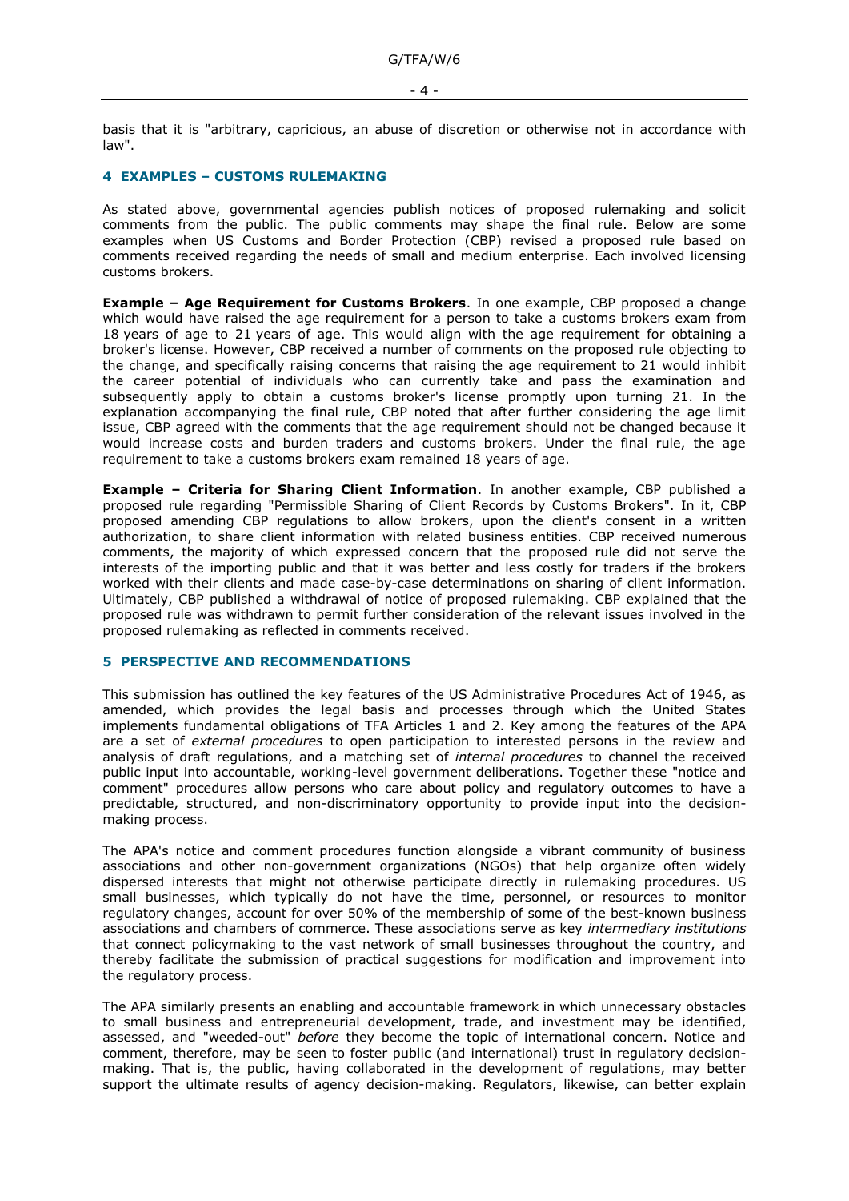basis that it is "arbitrary, capricious, an abuse of discretion or otherwise not in accordance with law".

## 4 EXAMPLES – CUSTOMS RULEMAKING

As stated above, governmental agencies publish notices of proposed rulemaking and solicit comments from the public. The public comments may shape the final rule. Below are some examples when US Customs and Border Protection (CBP) revised a proposed rule based on comments received regarding the needs of small and medium enterprise. Each involved licensing customs brokers.

**Example – Age Requirement for Customs Brokers**. In one example, CBP proposed a change which would have raised the age requirement for a person to take a customs brokers exam from 18 years of age to 21 years of age. This would align with the age requirement for obtaining a broker's license. However, CBP received a number of comments on the proposed rule objecting to the change, and specifically raising concerns that raising the age requirement to 21 would inhibit the career potential of individuals who can currently take and pass the examination and subsequently apply to obtain a customs broker's license promptly upon turning 21. In the explanation accompanying the final rule, CBP noted that after further considering the age limit issue, CBP agreed with the comments that the age requirement should not be changed because it would increase costs and burden traders and customs brokers. Under the final rule, the age requirement to take a customs brokers exam remained 18 years of age.

**Example – Criteria for Sharing Client Information**. In another example, CBP published a proposed rule regarding "Permissible Sharing of Client Records by Customs Brokers". In it, CBP proposed amending CBP regulations to allow brokers, upon the client's consent in a written authorization, to share client information with related business entities. CBP received numerous comments, the majority of which expressed concern that the proposed rule did not serve the interests of the importing public and that it was better and less costly for traders if the brokers worked with their clients and made case-by-case determinations on sharing of client information. Ultimately, CBP published a withdrawal of notice of proposed rulemaking. CBP explained that the proposed rule was withdrawn to permit further consideration of the relevant issues involved in the proposed rulemaking as reflected in comments received.

## 5 PERSPECTIVE AND RECOMMENDATIONS

This submission has outlined the key features of the US Administrative Procedures Act of 1946, as amended, which provides the legal basis and processes through which the United States implements fundamental obligations of TFA Articles 1 and 2. Key among the features of the APA are a set of *external procedures* to open participation to interested persons in the review and analysis of draft regulations, and a matching set of *internal procedures* to channel the received public input into accountable, working-level government deliberations. Together these "notice and comment" procedures allow persons who care about policy and regulatory outcomes to have a predictable, structured, and non-discriminatory opportunity to provide input into the decision-making process.

The APA's notice and comment procedures function alongside a vibrant community of business associations and other non-government organizations (NGOs) that help organize often widely dispersed interests that might not otherwise participate directly in rulemaking procedures. US small businesses, which typically do not have the time, personnel, or resources to monitor regulatory changes, account for over 50% of the membership of some of the best-known business associations and chambers of commerce. These associations serve as key *intermediary institutions* that connect policymaking to the vast network of small businesses throughout the country, and thereby facilitate the submission of practical suggestions for modification and improvement into the regulatory process.

The APA similarly presents an enabling and accountable framework in which unnecessary obstacles to small business and entrepreneurial development, trade, and investment may be identified, assessed, and "weeded-out" *before* they become the topic of international concern. Notice and comment, therefore, may be seen to foster public (and international) trust in regulatory decision-making. That is, the public, having collaborated in the development of regulations, may better support the ultimate results of agency decision-making. Regulators, likewise, can better explain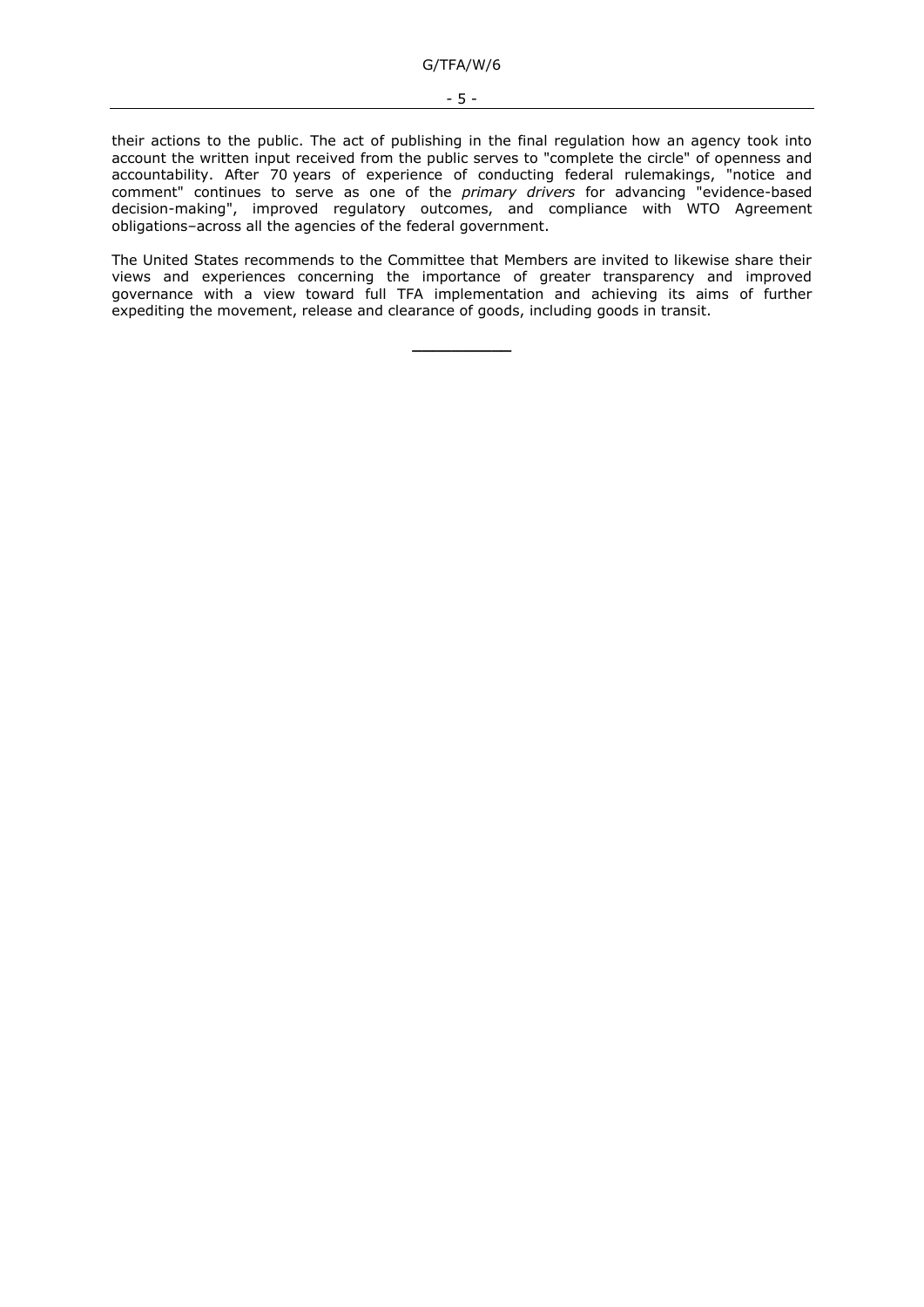their actions to the public. The act of publishing in the final regulation how an agency took into account the written input received from the public serves to "complete the circle" of openness and accountability. After 70 years of experience of conducting federal rulemakings, "notice and comment" continues to serve as one of the *primary drivers* for advancing "evidence-based decision-making", improved regulatory outcomes, and compliance with WTO Agreement obligations–across all the agencies of the federal government.

The United States recommends to the Committee that Members are invited to likewise share their views and experiences concerning the importance of greater transparency and improved governance with a view toward full TFA implementation and achieving its aims of further expediting the movement, release and clearance of goods, including goods in transit.

__________